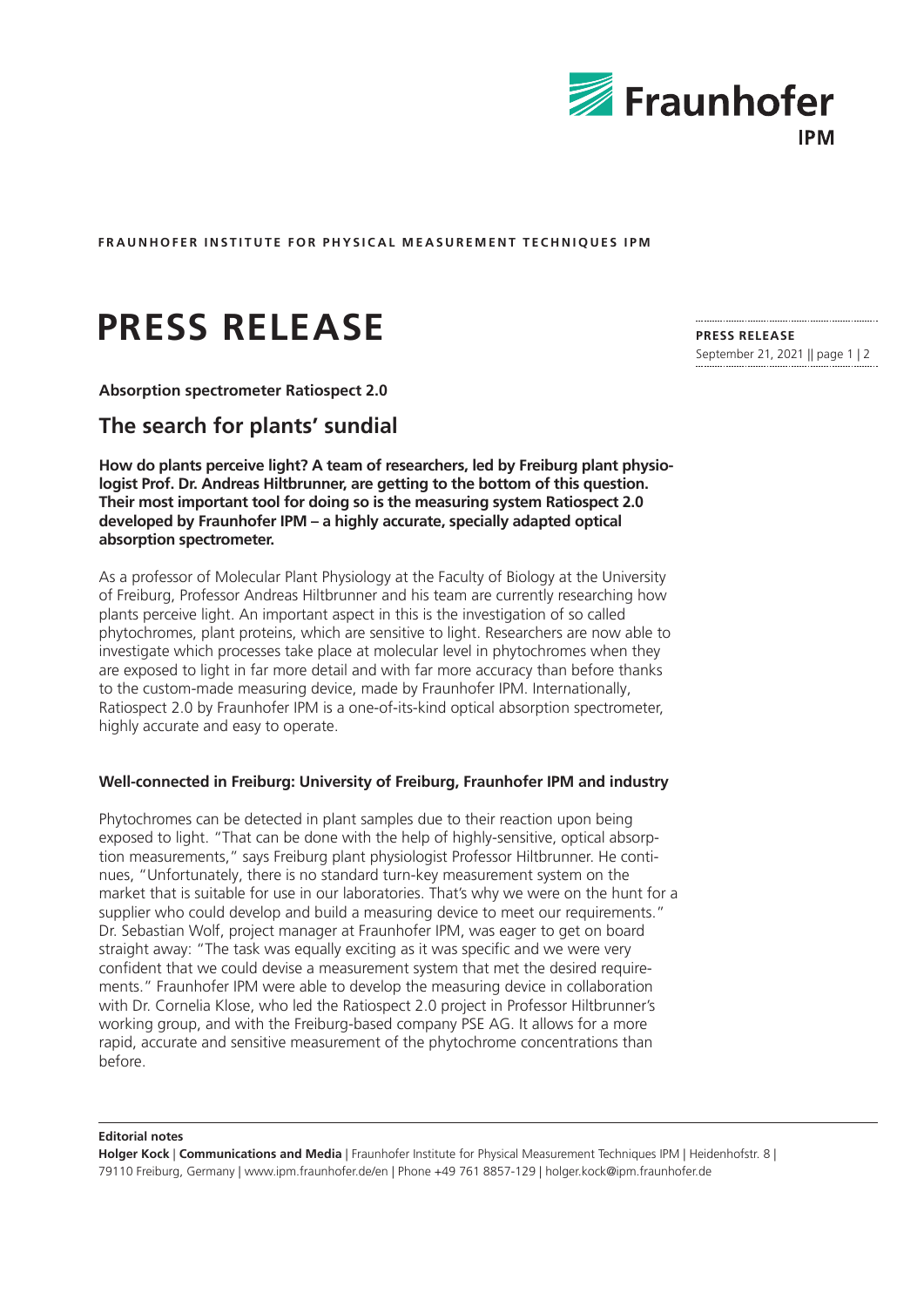**FRAUNHOFER INSTITUTE FOR PHYSICAL MEASUREMENT TECHNIQUES IPM**

# PRESS RELEASE

**PRESS RELEASE**
September 21, 2021

**Absorption spectrometer Ratiospect 2.0**

## The search for plants' sundial

**How do plants perceive light? A team of researchers, led by Freiburg plant physiologist Prof. Dr. Andreas Hiltbrunner, are getting to the bottom of this question. Their most important tool for doing so is the measuring system Ratiospect 2.0 developed by Fraunhofer IPM – a highly accurate, specially adapted optical absorption spectrometer.**

As a professor of Molecular Plant Physiology at the Faculty of Biology at the University of Freiburg, Professor Andreas Hiltbrunner and his team are currently researching how plants perceive light. An important aspect in this is the investigation of so called phytochromes, plant proteins, which are sensitive to light. Researchers are now able to investigate which processes take place at molecular level in phytochromes when they are exposed to light in far more detail and with far more accuracy than before thanks to the custom-made measuring device, made by Fraunhofer IPM. Internationally, Ratiospect 2.0 by Fraunhofer IPM is a one-of-its-kind optical absorption spectrometer, highly accurate and easy to operate.

### Well-connected in Freiburg: University of Freiburg, Fraunhofer IPM and industry

Phytochromes can be detected in plant samples due to their reaction upon being exposed to light. "That can be done with the help of highly-sensitive, optical absorption measurements," says Freiburg plant physiologist Professor Hiltbrunner. He continues, "Unfortunately, there is no standard turn-key measurement system on the market that is suitable for use in our laboratories. That's why we were on the hunt for a supplier who could develop and build a measuring device to meet our requirements." Dr. Sebastian Wolf, project manager at Fraunhofer IPM, was eager to get on board straight away: "The task was equally exciting as it was specific and we were very confident that we could devise a measurement system that met the desired requirements." Fraunhofer IPM were able to develop the measuring device in collaboration with Dr. Cornelia Klose, who led the Ratiospect 2.0 project in Professor Hiltbrunner's working group, and with the Freiburg-based company PSE AG. It allows for a more rapid, accurate and sensitive measurement of the phytochrome concentrations than before.

**Editorial notes**

**Holger Kock** | **Communications and Media** | Fraunhofer Institute for Physical Measurement Techniques IPM | Heidenhofstr. 8 | 79110 Freiburg, Germany | www.ipm.fraunhofer.de/en | Phone +49 761 8857-129 | holger.kock@ipm.fraunhofer.de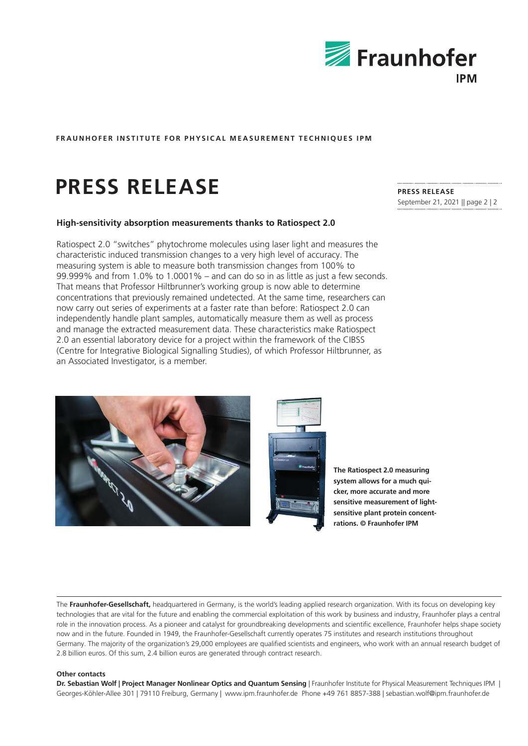**FRAUNHOFER INSTITUTE FOR PHYSICAL MEASUREMENT TECHNIQUES IPM**

# PRESS RELEASE

### High-sensitivity absorption measurements thanks to Ratiospect 2.0

Ratiospect 2.0 "switches" phytochrome molecules using laser light and measures the characteristic induced transmission changes to a very high level of accuracy. The measuring system is able to measure both transmission changes from 100% to 99.999% and from 1.0% to 1.0001% – and can do so in as little as just a few seconds. That means that Professor Hiltbrunner's working group is now able to determine concentrations that previously remained undetected. At the same time, researchers can now carry out series of experiments at a faster rate than before: Ratiospect 2.0 can independently handle plant samples, automatically measure them as well as process and manage the extracted measurement data. These characteristics make Ratiospect 2.0 an essential laboratory device for a project within the framework of the CIBSS (Centre for Integrative Biological Signalling Studies), of which Professor Hiltbrunner, as an Associated Investigator, is a member.

**The Ratiospect 2.0 measuring system allows for a much quicker, more accurate and more sensitive measurement of light-sensitive plant protein concentrations. © Fraunhofer IPM**

The **Fraunhofer-Gesellschaft,** headquartered in Germany, is the world's leading applied research organization. With its focus on developing key technologies that are vital for the future and enabling the commercial exploitation of this work by business and industry, Fraunhofer plays a central role in the innovation process. As a pioneer and catalyst for groundbreaking developments and scientific excellence, Fraunhofer helps shape society now and in the future. Founded in 1949, the Fraunhofer-Gesellschaft currently operates 75 institutes and research institutions throughout Germany. The majority of the organization's 29,000 employees are qualified scientists and engineers, who work with an annual research budget of 2.8 billion euros. Of this sum, 2.4 billion euros are generated through contract research.

**Other contacts**

**Dr. Sebastian Wolf | Project Manager Nonlinear Optics and Quantum Sensing** | Fraunhofer Institute for Physical Measurement Techniques IPM | Georges-Köhler-Allee 301 | 79110 Freiburg, Germany | www.ipm.fraunhofer.de Phone +49 761 8857-388 | sebastian.wolf@ipm.fraunhofer.de